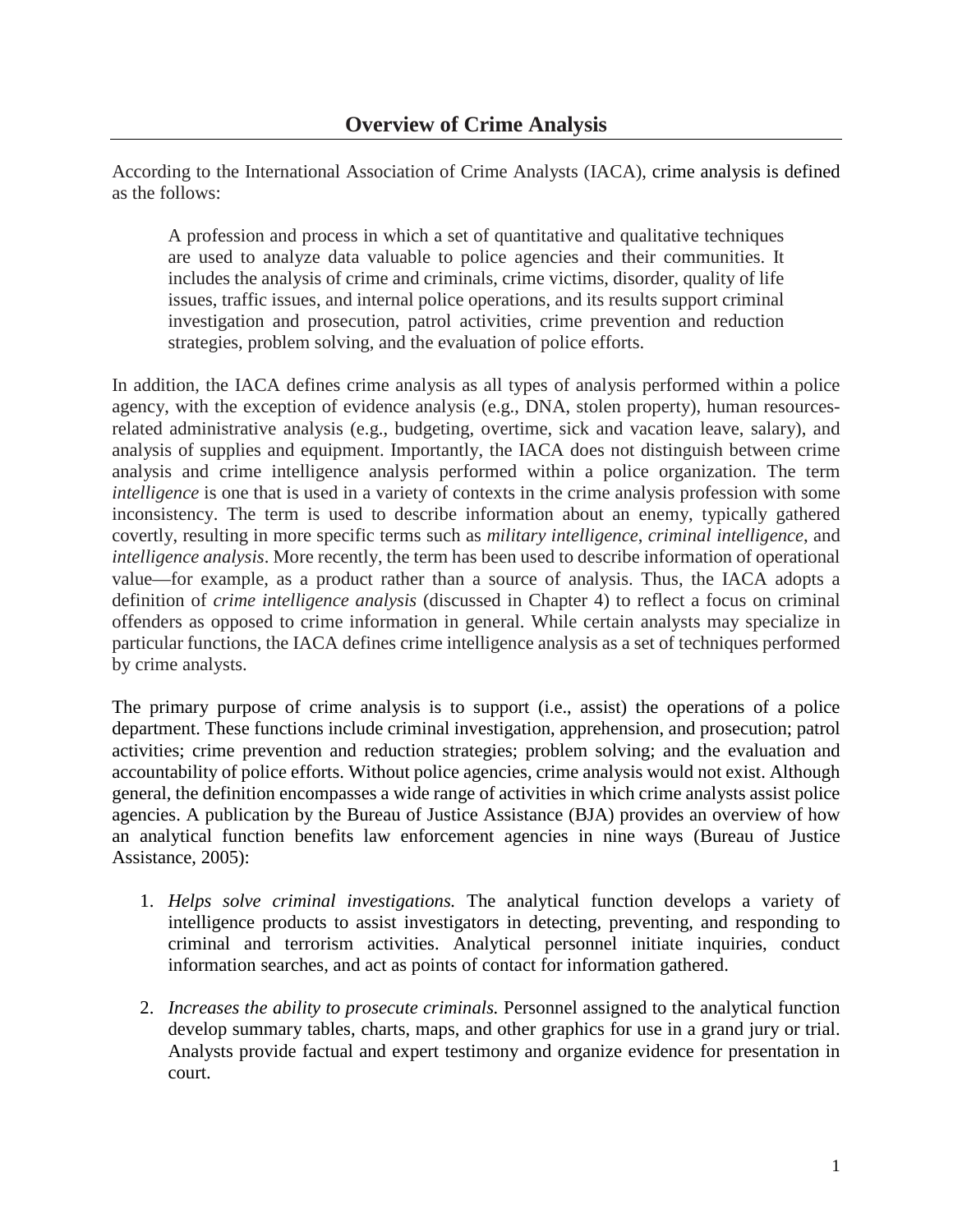# Overview of Crime Analysis

According to the International Association of Crime Analysts (IACA), crime analysis is defined as the follows:

> A profession and process in which a set of quantitative and qualitative techniques are used to analyze data valuable to police agencies and their communities. It includes the analysis of crime and criminals, crime victims, disorder, quality of life issues, traffic issues, and internal police operations, and its results support criminal investigation and prosecution, patrol activities, crime prevention and reduction strategies, problem solving, and the evaluation of police efforts.

In addition, the IACA defines crime analysis as all types of analysis performed within a police agency, with the exception of evidence analysis (e.g., DNA, stolen property), human resources-related administrative analysis (e.g., budgeting, overtime, sick and vacation leave, salary), and analysis of supplies and equipment. Importantly, the IACA does not distinguish between crime analysis and crime intelligence analysis performed within a police organization. The term *intelligence* is one that is used in a variety of contexts in the crime analysis profession with some inconsistency. The term is used to describe information about an enemy, typically gathered covertly, resulting in more specific terms such as *military intelligence*, *criminal intelligence*, and *intelligence analysis*. More recently, the term has been used to describe information of operational value—for example, as a product rather than a source of analysis. Thus, the IACA adopts a definition of *crime intelligence analysis* (discussed in Chapter 4) to reflect a focus on criminal offenders as opposed to crime information in general. While certain analysts may specialize in particular functions, the IACA defines crime intelligence analysis as a set of techniques performed by crime analysts.

The primary purpose of crime analysis is to support (i.e., assist) the operations of a police department. These functions include criminal investigation, apprehension, and prosecution; patrol activities; crime prevention and reduction strategies; problem solving; and the evaluation and accountability of police efforts. Without police agencies, crime analysis would not exist. Although general, the definition encompasses a wide range of activities in which crime analysts assist police agencies. A publication by the Bureau of Justice Assistance (BJA) provides an overview of how an analytical function benefits law enforcement agencies in nine ways (Bureau of Justice Assistance, 2005):

1. *Helps solve criminal investigations.* The analytical function develops a variety of intelligence products to assist investigators in detecting, preventing, and responding to criminal and terrorism activities. Analytical personnel initiate inquiries, conduct information searches, and act as points of contact for information gathered.

2. *Increases the ability to prosecute criminals.* Personnel assigned to the analytical function develop summary tables, charts, maps, and other graphics for use in a grand jury or trial. Analysts provide factual and expert testimony and organize evidence for presentation in court.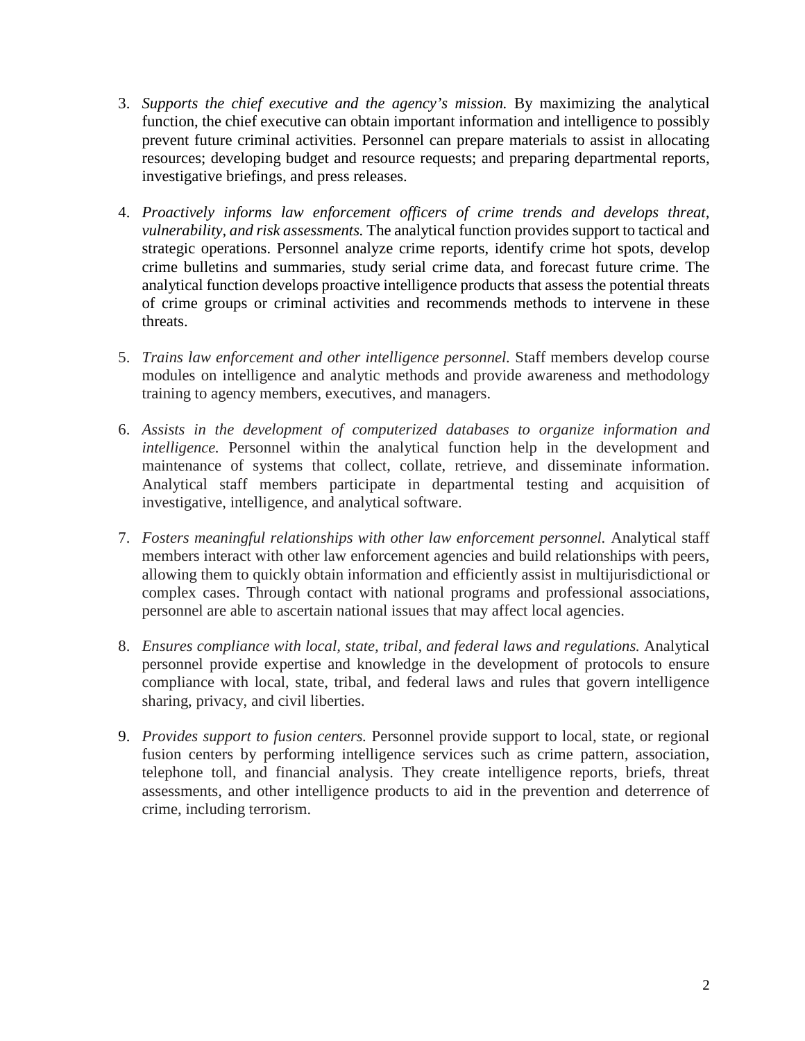3. *Supports the chief executive and the agency's mission.* By maximizing the analytical function, the chief executive can obtain important information and intelligence to possibly prevent future criminal activities. Personnel can prepare materials to assist in allocating resources; developing budget and resource requests; and preparing departmental reports, investigative briefings, and press releases.

4. *Proactively informs law enforcement officers of crime trends and develops threat, vulnerability, and risk assessments.* The analytical function provides support to tactical and strategic operations. Personnel analyze crime reports, identify crime hot spots, develop crime bulletins and summaries, study serial crime data, and forecast future crime. The analytical function develops proactive intelligence products that assess the potential threats of crime groups or criminal activities and recommends methods to intervene in these threats.

5. *Trains law enforcement and other intelligence personnel.* Staff members develop course modules on intelligence and analytic methods and provide awareness and methodology training to agency members, executives, and managers.

6. *Assists in the development of computerized databases to organize information and intelligence.* Personnel within the analytical function help in the development and maintenance of systems that collect, collate, retrieve, and disseminate information. Analytical staff members participate in departmental testing and acquisition of investigative, intelligence, and analytical software.

7. *Fosters meaningful relationships with other law enforcement personnel.* Analytical staff members interact with other law enforcement agencies and build relationships with peers, allowing them to quickly obtain information and efficiently assist in multijurisdictional or complex cases. Through contact with national programs and professional associations, personnel are able to ascertain national issues that may affect local agencies.

8. *Ensures compliance with local, state, tribal, and federal laws and regulations.* Analytical personnel provide expertise and knowledge in the development of protocols to ensure compliance with local, state, tribal, and federal laws and rules that govern intelligence sharing, privacy, and civil liberties.

9. *Provides support to fusion centers.* Personnel provide support to local, state, or regional fusion centers by performing intelligence services such as crime pattern, association, telephone toll, and financial analysis. They create intelligence reports, briefs, threat assessments, and other intelligence products to aid in the prevention and deterrence of crime, including terrorism.